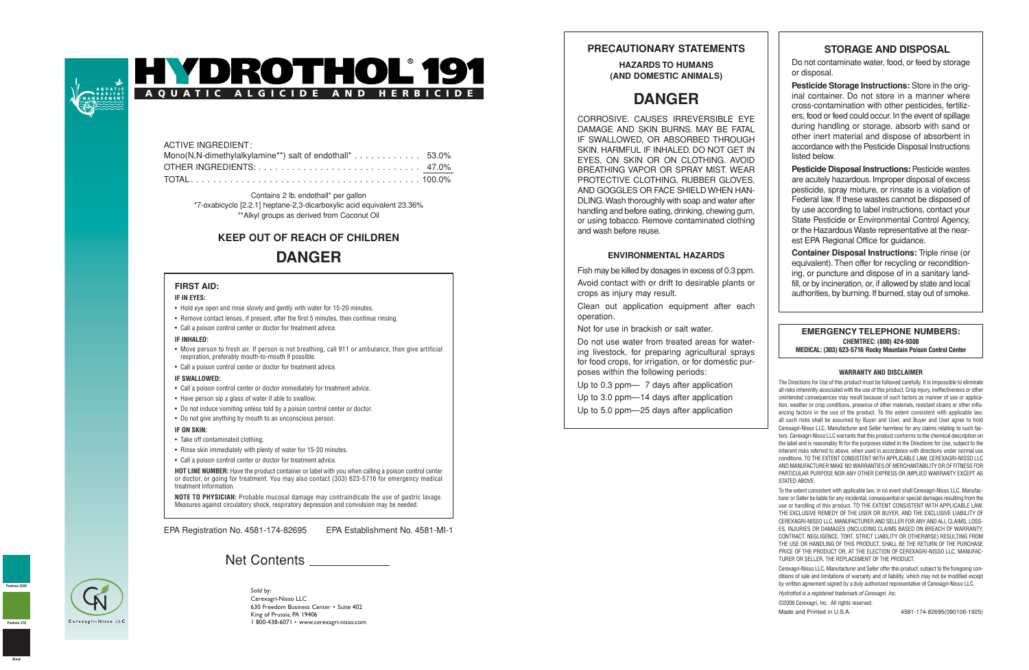# HYDROTHOL® 191

AQUATIC ALGICIDE AND HERBICIDE

AQUATIC HABITAT MANAGEMENT

| ACTIVE INGREDIENT: | |
|---|---|
| Mono(N,N-dimethylalkylamine**) salt of endothall* | 53.0% |
| OTHER INGREDIENTS: | 47.0% |
| TOTAL | 100.0% |

Contains 2 lb. endothall* per gallon
*7-oxabicyclo [2.2.1] heptane-2,3-dicarboxylic acid equivalent 23.36%
**Alkyl groups as derived from Coconut Oil

## KEEP OUT OF REACH OF CHILDREN

## DANGER

### FIRST AID:

**IF IN EYES:**

- Hold eye open and rinse slowly and gently with water for 15-20 minutes.
- Remove contact lenses, if present, after the first 5 minutes, then continue rinsing.
- Call a poison control center or doctor for treatment advice.

**IF INHALED:**

- Move person to fresh air. If person is not breathing, call 911 or ambulance, then give artificial respiration, preferably mouth-to-mouth if possible.
- Call a poison control center or doctor for treatment advice.

**IF SWALLOWED:**

- Call a poison control center or doctor immediately for treatment advice.
- Have person sip a glass of water if able to swallow.
- Do not induce vomiting unless told by a poison control center or doctor.
- Do not give anything by mouth to an unconscious person.

**IF ON SKIN:**

- Take off contaminated clothing.
- Rinse skin immediately with plenty of water for 15-20 minutes.
- Call a poison control center or doctor for treatment advice.

**HOT LINE NUMBER:** Have the product container or label with you when calling a poison control center or doctor, or going for treatment. You may also contact (303) 623-5716 for emergency medical treatment information.

**NOTE TO PHYSICIAN:** Probable mucosal damage may contraindicate the use of gastric lavage. Measures against circulatory shock, respiratory depression and convulsion may be needed.

EPA Registration No. 4581-174-82695 EPA Establishment No. 4581-MI-1

Net Contents ____________

Sold by:
Cerexagri-Nisso LLC
630 Freedom Business Center • Suite 402
King of Prussia, PA 19406
1 800-438-6071 • www.cerexagri-nisso.com

Cerexagri-Nisso LLC

Pantone 3262
Pantone 370
Black

## PRECAUTIONARY STATEMENTS

### HAZARDS TO HUMANS (AND DOMESTIC ANIMALS)

## DANGER

CORROSIVE. CAUSES IRREVERSIBLE EYE DAMAGE AND SKIN BURNS. MAY BE FATAL IF SWALLOWED, OR ABSORBED THROUGH SKIN. HARMFUL IF INHALED. DO NOT GET IN EYES, ON SKIN OR ON CLOTHING. AVOID BREATHING VAPOR OR SPRAY MIST. WEAR PROTECTIVE CLOTHING, RUBBER GLOVES, AND GOGGLES OR FACE SHIELD WHEN HANDLING. Wash thoroughly with soap and water after handling and before eating, drinking, chewing gum, or using tobacco. Remove contaminated clothing and wash before reuse.

### ENVIRONMENTAL HAZARDS

Fish may be killed by dosages in excess of 0.3 ppm.

Avoid contact with or drift to desirable plants or crops as injury may result.

Clean out application equipment after each operation.

Not for use in brackish or salt water.

Do not use water from treated areas for watering livestock, for preparing agricultural sprays for food crops, for irrigation, or for domestic purposes within the following periods:

Up to 0.3 ppm— 7 days after application
Up to 3.0 ppm—14 days after application
Up to 5.0 ppm—25 days after application

## STORAGE AND DISPOSAL

Do not contaminate water, food, or feed by storage or disposal.

**Pesticide Storage Instructions:** Store in the original container. Do not store in a manner where cross-contamination with other pesticides, fertilizers, food or feed could occur. In the event of spillage during handling or storage, absorb with sand or other inert material and dispose of absorbent in accordance with the Pesticide Disposal Instructions listed below.

**Pesticide Disposal Instructions:** Pesticide wastes are acutely hazardous. Improper disposal of excess pesticide, spray mixture, or rinsate is a violation of Federal law. If these wastes cannot be disposed of by use according to label instructions, contact your State Pesticide or Environmental Control Agency, or the Hazardous Waste representative at the nearest EPA Regional Office for guidance.

**Container Disposal Instructions:** Triple rinse (or equivalent). Then offer for recycling or reconditioning, or puncture and dispose of in a sanitary landfill, or by incineration, or, if allowed by state and local authorities, by burning. If burned, stay out of smoke.

### EMERGENCY TELEPHONE NUMBERS:

**CHEMTREC: (800) 424-9300**
**MEDICAL: (303) 623-5716 Rocky Mountain Poison Control Center**

### WARRANTY AND DISCLAIMER

The Directions for Use of this product must be followed carefully. It is impossible to eliminate all risks inherently associated with the use of this product. Crop injury, ineffectiveness or other unintended consequences may result because of such factors as manner of use or application, weather or crop conditions, presence of other materials, resistant strains or other influencing factors in the use of the product. To the extent consistent with applicable law, all such risks shall be assumed by Buyer and User, and Buyer and User agree to hold Cerexagri-Nisso LLC, Manufacturer and Seller harmless for any claims relating to such factors. Cerexagri-Nisso LLC warrants that this product conforms to the chemical description on the label and is reasonably fit for the purposes stated in the Directions for Use, subject to the inherent risks referred to above, when used in accordance with directions under normal use conditions. TO THE EXTENT CONSISTENT WITH APPLICABLE LAW, CEREXAGRI-NISSO LLC AND MANUFACTURER MAKE NO WARRANTIES OF MERCHANTABILITY OR OF FITNESS FOR PARTICULAR PURPOSE NOR ANY OTHER EXPRESS OR IMPLIED WARRANTY EXCEPT AS STATED ABOVE.

To the extent consistent with applicable law, in no event shall Cerexagri-Nisso LLC, Manufacturer or Seller be liable for any incidental, consequential or special damages resulting from the use or handling of this product. TO THE EXTENT CONSISTENT WITH APPLICABLE LAW, THE EXCLUSIVE REMEDY OF THE USER OR BUYER, AND THE EXCLUSIVE LIABILITY OF CEREXAGRI-NISSO LLC, MANUFACTURER AND SELLER FOR ANY AND ALL CLAIMS, LOSSES, INJURIES OR DAMAGES (INCLUDING CLAIMS BASED ON BREACH OF WARRANTY, CONTRACT, NEGLIGENCE, TORT, STRICT LIABILITY OR OTHERWISE) RESULTING FROM THE USE OR HANDLING OF THIS PRODUCT, SHALL BE THE RETURN OF THE PURCHASE PRICE OF THE PRODUCT OR, AT THE ELECTION OF CEREXAGRI-NISSO LLC, MANUFACTURER OR SELLER, THE REPLACEMENT OF THE PRODUCT.

Cerexagri-Nisso LLC, Manufacturer and Seller offer this product, subject to the foregoing conditions of sale and limitations of warranty and of liability, which may not be modified except by written agreement signed by a duly authorized representative of Cerexagri-Nisso LLC.

*Hydrothol is a registered trademark of Cerexagri, Inc.*

©2006 Cerexagri, Inc. All rights reserved.

Made and Printed in U.S.A. 4581-174-82695(090106-1925)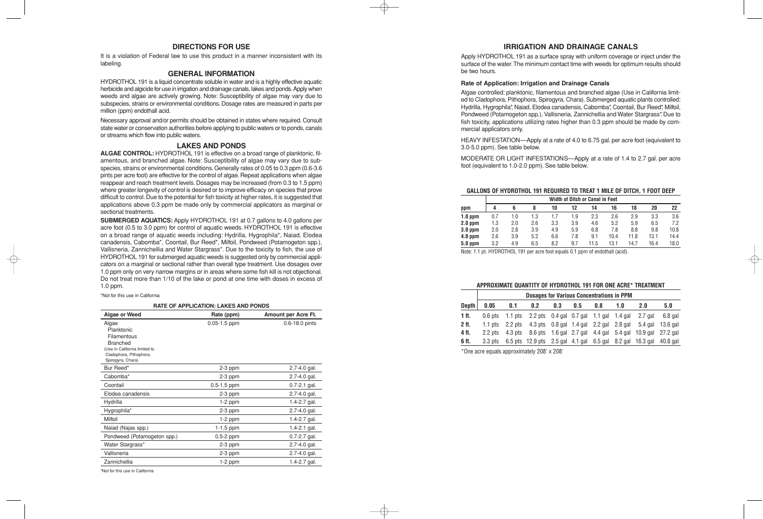## DIRECTIONS FOR USE

It is a violation of Federal law to use this product in a manner inconsistent with its labeling.

## GENERAL INFORMATION

HYDROTHOL 191 is a liquid concentrate soluble in water and is a highly effective aquatic herbicide and algicide for use in irrigation and drainage canals, lakes and ponds. Apply when weeds and algae are actively growing. Note: Susceptibility of algae may vary due to subspecies, strains or environmental conditions. Dosage rates are measured in parts per million (ppm) endothall acid.

Necessary approval and/or permits should be obtained in states where required. Consult state water or conservation authorities before applying to public waters or to ponds, canals or streams which flow into public waters.

## LAKES AND PONDS

**ALGAE CONTROL:** HYDROTHOL 191 is effective on a broad range of planktonic, filamentous, and branched algae. Note: Susceptibility of algae may vary due to subspecies, strains or environmental conditions. Generally rates of 0.05 to 0.3 ppm (0.6-3.6 pints per acre foot) are effective for the control of algae. Repeat applications when algae reappear and reach treatment levels. Dosages may be increased (from 0.3 to 1.5 ppm) where greater longevity of control is desired or to improve efficacy on species that prove difficult to control. Due to the potential for fish toxicity at higher rates, it is suggested that applications above 0.3 ppm be made only by commercial applicators as marginal or sectional treatments.

**SUBMERGED AQUATICS:** Apply HYDROTHOL 191 at 0.7 gallons to 4.0 gallons per acre foot (0.5 to 3.0 ppm) for control of aquatic weeds. HYDROTHOL 191 is effective on a broad range of aquatic weeds including: Hydrilla, Hygrophila*, Naiad, Elodea canadensis, Cabomba*, Coontail, Bur Reed*, Milfoil, Pondweed (Potamogeton spp.), Vallisneria, Zannichellia and Water Stargrass*. Due to the toxicity to fish, the use of HYDROTHOL 191 for submerged aquatic weeds is suggested only by commercial applicators on a marginal or sectional rather than overall type treatment. Use dosages over 1.0 ppm only on very narrow margins or in areas where some fish kill is not objectional. Do not treat more than 1/10 of the lake or pond at one time with doses in excess of 1.0 ppm.

*Not for this use in California

**RATE OF APPLICATION: LAKES AND PONDS**

| Algae or Weed | Rate (ppm) | Amount per Acre Ft. |
|---|---|---|
| Algae<br>Planktonic<br>Filamentous<br>Branched<br>(Use in California limited to Cladophora, Pithophora, Spirogyra, Chara) | 0.05-1.5 ppm | 0.6-18.0 pints |
| Bur Reed* | 2-3 ppm | 2.7-4.0 gal. |
| Cabomba* | 2-3 ppm | 2.7-4.0 gal. |
| Coontail | 0.5-1.5 ppm | 0.7-2.1 gal. |
| Elodea canadensis | 2-3 ppm | 2.7-4.0 gal. |
| Hydrilla | 1-2 ppm | 1.4-2.7 gal. |
| Hygrophila* | 2-3 ppm | 2.7-4.0 gal. |
| Milfoil | 1-2 ppm | 1.4-2.7 gal. |
| Naiad (Najas spp.) | 1-1.5 ppm | 1.4-2.1 gal. |
| Pondweed (Potamogeton spp.) | 0.5-2 ppm | 0.7-2.7 gal. |
| Water Stargrass* | 2-3 ppm | 2.7-4.0 gal. |
| Vallisneria | 2-3 ppm | 2.7-4.0 gal. |
| Zannichellia | 1-2 ppm | 1.4-2.7 gal. |

*Not for this use in California

## IRRIGATION AND DRAINAGE CANALS

Apply HYDROTHOL 191 as a surface spray with uniform coverage or inject under the surface of the water. The minimum contact time with weeds for optimum results should be two hours.

**Rate of Application: Irrigation and Drainage Canals**

Algae controlled: planktonic, filamentous and branched algae (Use in California limited to Cladophora, Pithophora, Spirogyra, Chara). Submerged aquatic plants controlled: Hydrilla, Hygrophila*, Naiad, Elodea canadensis, Cabomba*, Coontail, Bur Reed*, Milfoil, Pondweed (Potamogeton spp.), Vallisneria, Zannichellia and Water Stargrass*. Due to fish toxicity, applications utilizing rates higher than 0.3 ppm should be made by commercial applicators only.

HEAVY INFESTATION—Apply at a rate of 4.0 to 6.75 gal. per acre foot (equivalent to 3.0-5.0 ppm). See table below.

MODERATE OR LIGHT INFESTATIONS—Apply at a rate of 1.4 to 2.7 gal. per acre foot (equivalent to 1.0-2.0 ppm). See table below.

**GALLONS OF HYDROTHOL 191 REQUIRED TO TREAT 1 MILE OF DITCH, 1 FOOT DEEP**

| | Width of Ditch or Canal in Feet | | | | | | | | | |
|---|---|---|---|---|---|---|---|---|---|---|
| ppm | 4 | 6 | 8 | 10 | 12 | 14 | 16 | 18 | 20 | 22 |
| 1.0 ppm | 0.7 | 1.0 | 1.3 | 1.7 | 1.9 | 2.3 | 2.6 | 2.9 | 3.3 | 3.6 |
| 2.0 ppm | 1.3 | 2.0 | 2.6 | 3.3 | 3.9 | 4.6 | 5.2 | 5.9 | 6.5 | 7.2 |
| 3.0 ppm | 2.0 | 2.8 | 3.9 | 4.9 | 5.9 | 6.8 | 7.8 | 8.8 | 9.8 | 10.8 |
| 4.0 ppm | 2.6 | 3.9 | 5.2 | 6.6 | 7.8 | 9.1 | 10.4 | 11.8 | 13.1 | 14.4 |
| 5.0 ppm | 3.2 | 4.9 | 6.5 | 8.2 | 9.7 | 11.5 | 13.1 | 14.7 | 16.4 | 18.0 |

Note: 1.1 pt. HYDROTHOL 191 per acre foot equals 0.1 ppm of endothall (acid).

**APPROXIMATE QUANTITY OF HYDROTHOL 191 FOR ONE ACRE* TREATMENT**

| | Dosages for Various Concentrations in PPM | | | | | | | | |
|---|---|---|---|---|---|---|---|---|---|
| Depth | 0.05 | 0.1 | 0.2 | 0.3 | 0.5 | 0.8 | 1.0 | 2.0 | 5.0 |
| 1 ft. | 0.6 pts | 1.1 pts | 2.2 pts | 0.4 gal | 0.7 gal | 1.1 gal | 1.4 gal | 2.7 gal | 6.8 gal |
| 2 ft. | 1.1 pts | 2.2 pts | 4.3 pts | 0.8 gal | 1.4 gal | 2.2 gal | 2.8 gal | 5.4 gal | 13.6 gal |
| 4 ft. | 2.2 pts | 4.3 pts | 8.6 pts | 1.6 gal | 2.7 gal | 4.4 gal | 5.4 gal | 10.9 gal | 27.2 gal |
| 6 ft. | 3.3 pts | 6.5 pts | 12.9 pts | 2.5 gal | 4.1 gal | 6.5 gal | 8.2 gal | 16.3 gal | 40.8 gal |

*One acre equals approximately 208' x 208'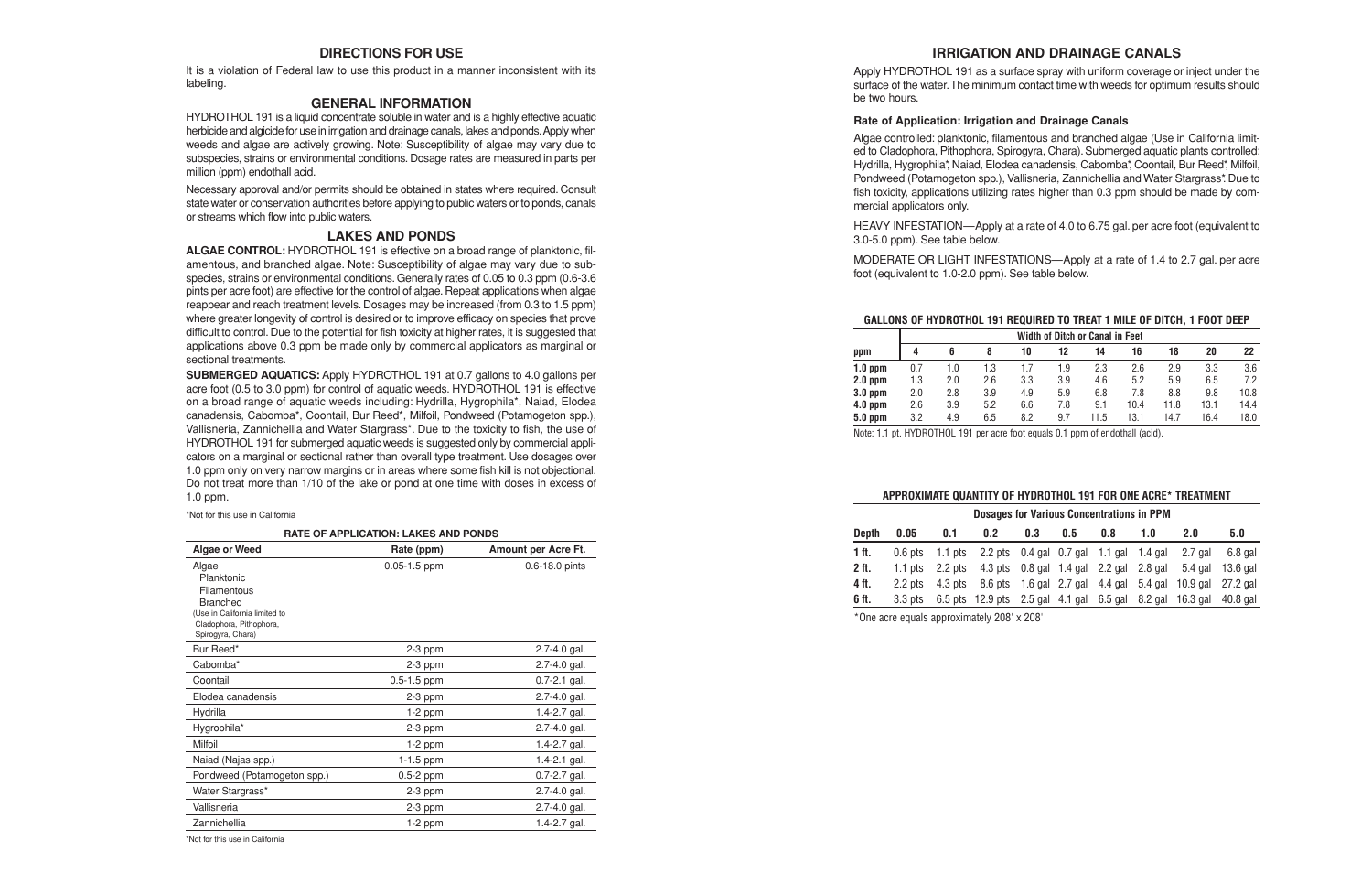## DIRECTIONS FOR USE

It is a violation of Federal law to use this product in a manner inconsistent with its labeling.

## GENERAL INFORMATION

HYDROTHOL 191 is a liquid concentrate soluble in water and is a highly effective aquatic herbicide and algicide for use in irrigation and drainage canals, lakes and ponds. Apply when weeds and algae are actively growing. Note: Susceptibility of algae may vary due to subspecies, strains or environmental conditions. Dosage rates are measured in parts per million (ppm) endothall acid.

Necessary approval and/or permits should be obtained in states where required. Consult state water or conservation authorities before applying to public waters or to ponds, canals or streams which flow into public waters.

## LAKES AND PONDS

**ALGAE CONTROL:** HYDROTHOL 191 is effective on a broad range of planktonic, filamentous, and branched algae. Note: Susceptibility of algae may vary due to subspecies, strains or environmental conditions. Generally rates of 0.05 to 0.3 ppm (0.6-3.6 pints per acre foot) are effective for the control of algae. Repeat applications when algae reappear and reach treatment levels. Dosages may be increased (from 0.3 to 1.5 ppm) where greater longevity of control is desired or to improve efficacy on species that prove difficult to control. Due to the potential for fish toxicity at higher rates, it is suggested that applications above 0.3 ppm be made only by commercial applicators as marginal or sectional treatments.

**SUBMERGED AQUATICS:** Apply HYDROTHOL 191 at 0.7 gallons to 4.0 gallons per acre foot (0.5 to 3.0 ppm) for control of aquatic weeds. HYDROTHOL 191 is effective on a broad range of aquatic weeds including: Hydrilla, Hygrophila*, Naiad, Elodea canadensis, Cabomba*, Coontail, Bur Reed*, Milfoil, Pondweed (Potamogeton spp.), Vallisneria, Zannichellia and Water Stargrass*. Due to the toxicity to fish, the use of HYDROTHOL 191 for submerged aquatic weeds is suggested only by commercial applicators on a marginal or sectional rather than overall type treatment. Use dosages over 1.0 ppm only on very narrow margins or in areas where some fish kill is not objectional. Do not treat more than 1/10 of the lake or pond at one time with doses in excess of 1.0 ppm.

*Not for this use in California

**RATE OF APPLICATION: LAKES AND PONDS**

| Algae or Weed | Rate (ppm) | Amount per Acre Ft. |
|---|---|---|
| Algae<br>Planktonic<br>Filamentous<br>Branched<br>(Use in California limited to Cladophora, Pithophora, Spirogyra, Chara) | 0.05-1.5 ppm | 0.6-18.0 pints |
| Bur Reed* | 2-3 ppm | 2.7-4.0 gal. |
| Cabomba* | 2-3 ppm | 2.7-4.0 gal. |
| Coontail | 0.5-1.5 ppm | 0.7-2.1 gal. |
| Elodea canadensis | 2-3 ppm | 2.7-4.0 gal. |
| Hydrilla | 1-2 ppm | 1.4-2.7 gal. |
| Hygrophila* | 2-3 ppm | 2.7-4.0 gal. |
| Milfoil | 1-2 ppm | 1.4-2.7 gal. |
| Naiad (Najas spp.) | 1-1.5 ppm | 1.4-2.1 gal. |
| Pondweed (Potamogeton spp.) | 0.5-2 ppm | 0.7-2.7 gal. |
| Water Stargrass* | 2-3 ppm | 2.7-4.0 gal. |
| Vallisneria | 2-3 ppm | 2.7-4.0 gal. |
| Zannichellia | 1-2 ppm | 1.4-2.7 gal. |

*Not for this use in California

## IRRIGATION AND DRAINAGE CANALS

Apply HYDROTHOL 191 as a surface spray with uniform coverage or inject under the surface of the water. The minimum contact time with weeds for optimum results should be two hours.

#### Rate of Application: Irrigation and Drainage Canals

Algae controlled: planktonic, filamentous and branched algae (Use in California limited to Cladophora, Pithophora, Spirogyra, Chara). Submerged aquatic plants controlled: Hydrilla, Hygrophila*, Naiad, Elodea canadensis, Cabomba*, Coontail, Bur Reed*, Milfoil, Pondweed (Potamogeton spp.), Vallisneria, Zannichellia and Water Stargrass*. Due to fish toxicity, applications utilizing rates higher than 0.3 ppm should be made by commercial applicators only.

HEAVY INFESTATION—Apply at a rate of 4.0 to 6.75 gal. per acre foot (equivalent to 3.0-5.0 ppm). See table below.

MODERATE OR LIGHT INFESTATIONS—Apply at a rate of 1.4 to 2.7 gal. per acre foot (equivalent to 1.0-2.0 ppm). See table below.

**GALLONS OF HYDROTHOL 191 REQUIRED TO TREAT 1 MILE OF DITCH, 1 FOOT DEEP**

| | Width of Ditch or Canal in Feet | | | | | | | | | |
|---|---|---|---|---|---|---|---|---|---|---|
| **ppm** | **4** | **6** | **8** | **10** | **12** | **14** | **16** | **18** | **20** | **22** |
| **1.0 ppm** | 0.7 | 1.0 | 1.3 | 1.7 | 1.9 | 2.3 | 2.6 | 2.9 | 3.3 | 3.6 |
| **2.0 ppm** | 1.3 | 2.0 | 2.6 | 3.3 | 3.9 | 4.6 | 5.2 | 5.9 | 6.5 | 7.2 |
| **3.0 ppm** | 2.0 | 2.8 | 3.9 | 4.9 | 5.9 | 6.8 | 7.8 | 8.8 | 9.8 | 10.8 |
| **4.0 ppm** | 2.6 | 3.9 | 5.2 | 6.6 | 7.8 | 9.1 | 10.4 | 11.8 | 13.1 | 14.4 |
| **5.0 ppm** | 3.2 | 4.9 | 6.5 | 8.2 | 9.7 | 11.5 | 13.1 | 14.7 | 16.4 | 18.0 |

Note: 1.1 pt. HYDROTHOL 191 per acre foot equals 0.1 ppm of endothall (acid).

**APPROXIMATE QUANTITY OF HYDROTHOL 191 FOR ONE ACRE* TREATMENT**

| | Dosages for Various Concentrations in PPM | | | | | | | | |
|---|---|---|---|---|---|---|---|---|---|
| **Depth** | **0.05** | **0.1** | **0.2** | **0.3** | **0.5** | **0.8** | **1.0** | **2.0** | **5.0** |
| **1 ft.** | 0.6 pts | 1.1 pts | 2.2 pts | 0.4 gal | 0.7 gal | 1.1 gal | 1.4 gal | 2.7 gal | 6.8 gal |
| **2 ft.** | 1.1 pts | 2.2 pts | 4.3 pts | 0.8 gal | 1.4 gal | 2.2 gal | 2.8 gal | 5.4 gal | 13.6 gal |
| **4 ft.** | 2.2 pts | 4.3 pts | 8.6 pts | 1.6 gal | 2.7 gal | 4.4 gal | 5.4 gal | 10.9 gal | 27.2 gal |
| **6 ft.** | 3.3 pts | 6.5 pts | 12.9 pts | 2.5 gal | 4.1 gal | 6.5 gal | 8.2 gal | 16.3 gal | 40.8 gal |

*One acre equals approximately 208' x 208'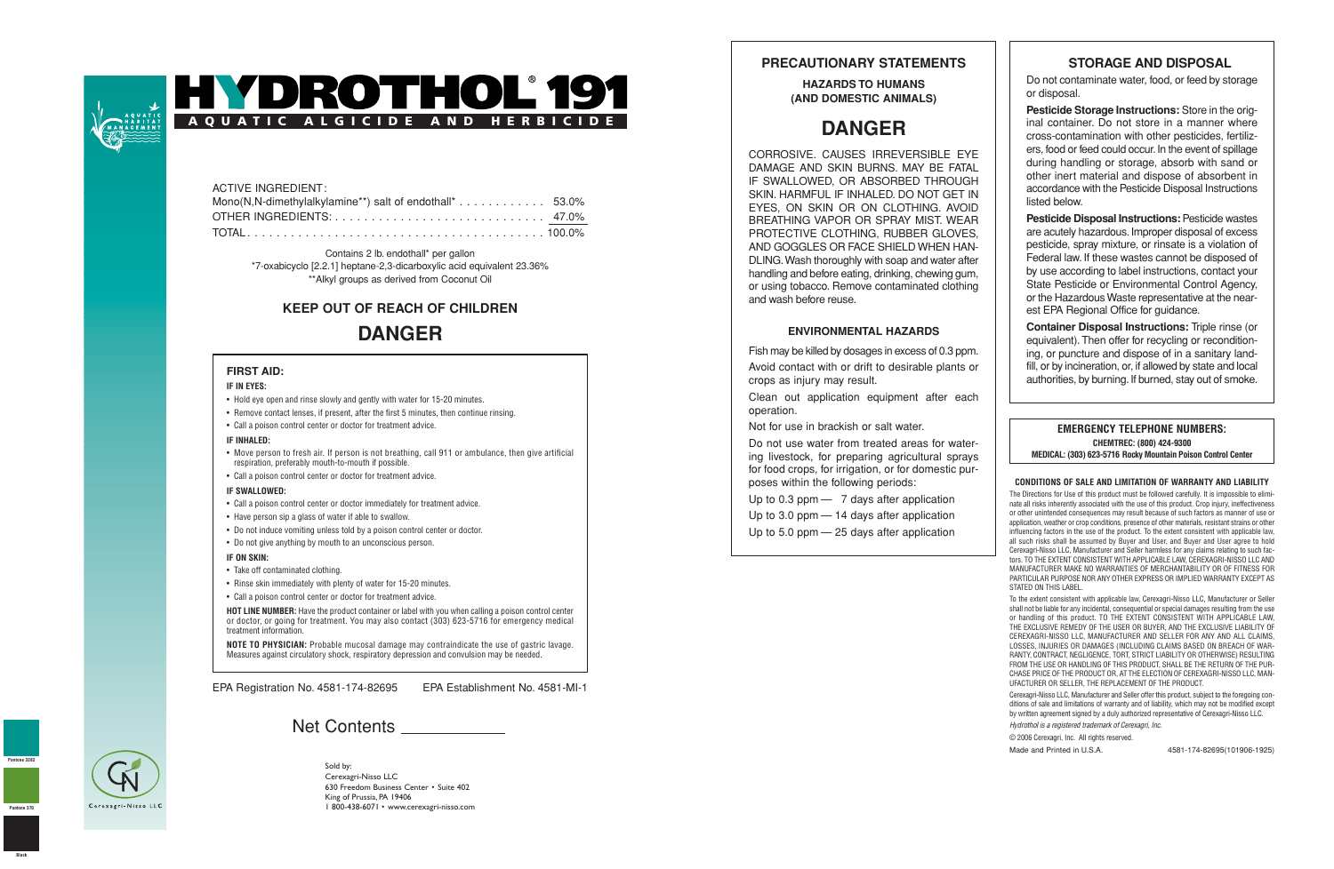# HYDROTHOL® 191

AQUATIC ALGICIDE AND HERBICIDE

AQUATIC HABITAT MANAGEMENT

| ACTIVE INGREDIENT: | |
|---|---|
| Mono(N,N-dimethylalkylamine**) salt of endothall* | 53.0% |
| OTHER INGREDIENTS: | 47.0% |
| TOTAL | 100.0% |

Contains 2 lb. endothall* per gallon

*7-oxabicyclo [2.2.1] heptane-2,3-dicarboxylic acid equivalent 23.36%

**Alkyl groups as derived from Coconut Oil

## KEEP OUT OF REACH OF CHILDREN

## DANGER

### FIRST AID:

**IF IN EYES:**

- Hold eye open and rinse slowly and gently with water for 15-20 minutes.
- Remove contact lenses, if present, after the first 5 minutes, then continue rinsing.
- Call a poison control center or doctor for treatment advice.

**IF INHALED:**

- Move person to fresh air. If person is not breathing, call 911 or ambulance, then give artificial respiration, preferably mouth-to-mouth if possible.
- Call a poison control center or doctor for treatment advice.

**IF SWALLOWED:**

- Call a poison control center or doctor immediately for treatment advice.
- Have person sip a glass of water if able to swallow.
- Do not induce vomiting unless told by a poison control center or doctor.
- Do not give anything by mouth to an unconscious person.

**IF ON SKIN:**

- Take off contaminated clothing.
- Rinse skin immediately with plenty of water for 15-20 minutes.
- Call a poison control center or doctor for treatment advice.

**HOT LINE NUMBER:** Have the product container or label with you when calling a poison control center or doctor, or going for treatment. You may also contact (303) 623-5716 for emergency medical treatment information.

**NOTE TO PHYSICIAN:** Probable mucosal damage may contraindicate the use of gastric lavage. Measures against circulatory shock, respiratory depression and convulsion may be needed.

EPA Registration No. 4581-174-82695 EPA Establishment No. 4581-MI-1

Net Contents ____________

Sold by:
Cerexagri-Nisso LLC
630 Freedom Business Center • Suite 402
King of Prussia, PA 19406
1 800-438-6071 • www.cerexagri-nisso.com

Cerexagri-Nisso LLC

## PRECAUTIONARY STATEMENTS

### HAZARDS TO HUMANS (AND DOMESTIC ANIMALS)

## DANGER

CORROSIVE. CAUSES IRREVERSIBLE EYE DAMAGE AND SKIN BURNS. MAY BE FATAL IF SWALLOWED, OR ABSORBED THROUGH SKIN. HARMFUL IF INHALED. DO NOT GET IN EYES, ON SKIN OR ON CLOTHING. AVOID BREATHING VAPOR OR SPRAY MIST. WEAR PROTECTIVE CLOTHING, RUBBER GLOVES, AND GOGGLES OR FACE SHIELD WHEN HANDLING. Wash thoroughly with soap and water after handling and before eating, drinking, chewing gum, or using tobacco. Remove contaminated clothing and wash before reuse.

### ENVIRONMENTAL HAZARDS

Fish may be killed by dosages in excess of 0.3 ppm.

Avoid contact with or drift to desirable plants or crops as injury may result.

Clean out application equipment after each operation.

Not for use in brackish or salt water.

Do not use water from treated areas for watering livestock, for preparing agricultural sprays for food crops, for irrigation, or for domestic purposes within the following periods:

Up to 0.3 ppm — 7 days after application

Up to 3.0 ppm — 14 days after application

Up to 5.0 ppm — 25 days after application

## STORAGE AND DISPOSAL

Do not contaminate water, food, or feed by storage or disposal.

**Pesticide Storage Instructions:** Store in the original container. Do not store in a manner where cross-contamination with other pesticides, fertilizers, food or feed could occur. In the event of spillage during handling or storage, absorb with sand or other inert material and dispose of absorbent in accordance with the Pesticide Disposal Instructions listed below.

**Pesticide Disposal Instructions:** Pesticide wastes are acutely hazardous. Improper disposal of excess pesticide, spray mixture, or rinsate is a violation of Federal law. If these wastes cannot be disposed of by use according to label instructions, contact your State Pesticide or Environmental Control Agency, or the Hazardous Waste representative at the nearest EPA Regional Office for guidance.

**Container Disposal Instructions:** Triple rinse (or equivalent). Then offer for recycling or reconditioning, or puncture and dispose of in a sanitary landfill, or by incineration, or, if allowed by state and local authorities, by burning. If burned, stay out of smoke.

### EMERGENCY TELEPHONE NUMBERS:

**CHEMTREC: (800) 424-9300**

**MEDICAL: (303) 623-5716 Rocky Mountain Poison Control Center**

### CONDITIONS OF SALE AND LIMITATION OF WARRANTY AND LIABILITY

The Directions for Use of this product must be followed carefully. It is impossible to eliminate all risks inherently associated with the use of this product. Crop injury, ineffectiveness or other unintended consequences may result because of such factors as manner of use or application, weather or crop conditions, presence of other materials, resistant strains or other influencing factors in the use of the product. To the extent consistent with applicable law, all such risks shall be assumed by Buyer and User, and Buyer and User agree to hold Cerexagri-Nisso LLC, Manufacturer and Seller harmless for any claims relating to such factors. TO THE EXTENT CONSISTENT WITH APPLICABLE LAW, CEREXAGRI-NISSO LLC AND MANUFACTURER MAKE NO WARRANTIES OF MERCHANTABILITY OR OF FITNESS FOR PARTICULAR PURPOSE NOR ANY OTHER EXPRESS OR IMPLIED WARRANTY EXCEPT AS STATED ON THIS LABEL.

To the extent consistent with applicable law, Cerexagri-Nisso LLC, Manufacturer or Seller shall not be liable for any incidental, consequential or special damages resulting from the use or handling of this product. TO THE EXTENT CONSISTENT WITH APPLICABLE LAW, THE EXCLUSIVE REMEDY OF THE USER OR BUYER, AND THE EXCLUSIVE LIABILITY OF CEREXAGRI-NISSO LLC, MANUFACTURER AND SELLER FOR ANY AND ALL CLAIMS, LOSSES, INJURIES OR DAMAGES (INCLUDING CLAIMS BASED ON BREACH OF WARRANTY, CONTRACT, NEGLIGENCE, TORT, STRICT LIABILITY OR OTHERWISE) RESULTING FROM THE USE OR HANDLING OF THIS PRODUCT, SHALL BE THE RETURN OF THE PURCHASE PRICE OF THE PRODUCT OR, AT THE ELECTION OF CEREXAGRI-NISSO LLC, MANUFACTURER OR SELLER, THE REPLACEMENT OF THE PRODUCT.

Cerexagri-Nisso LLC, Manufacturer and Seller offer this product, subject to the foregoing conditions of sale and limitations of warranty and of liability, which may not be modified except by written agreement signed by a duly authorized representative of Cerexagri-Nisso LLC.

*Hydrothol is a registered trademark of Cerexagri, Inc.*

© 2006 Cerexagri, Inc. All rights reserved.

Made and Printed in U.S.A. 4581-174-82695(101906-1925)